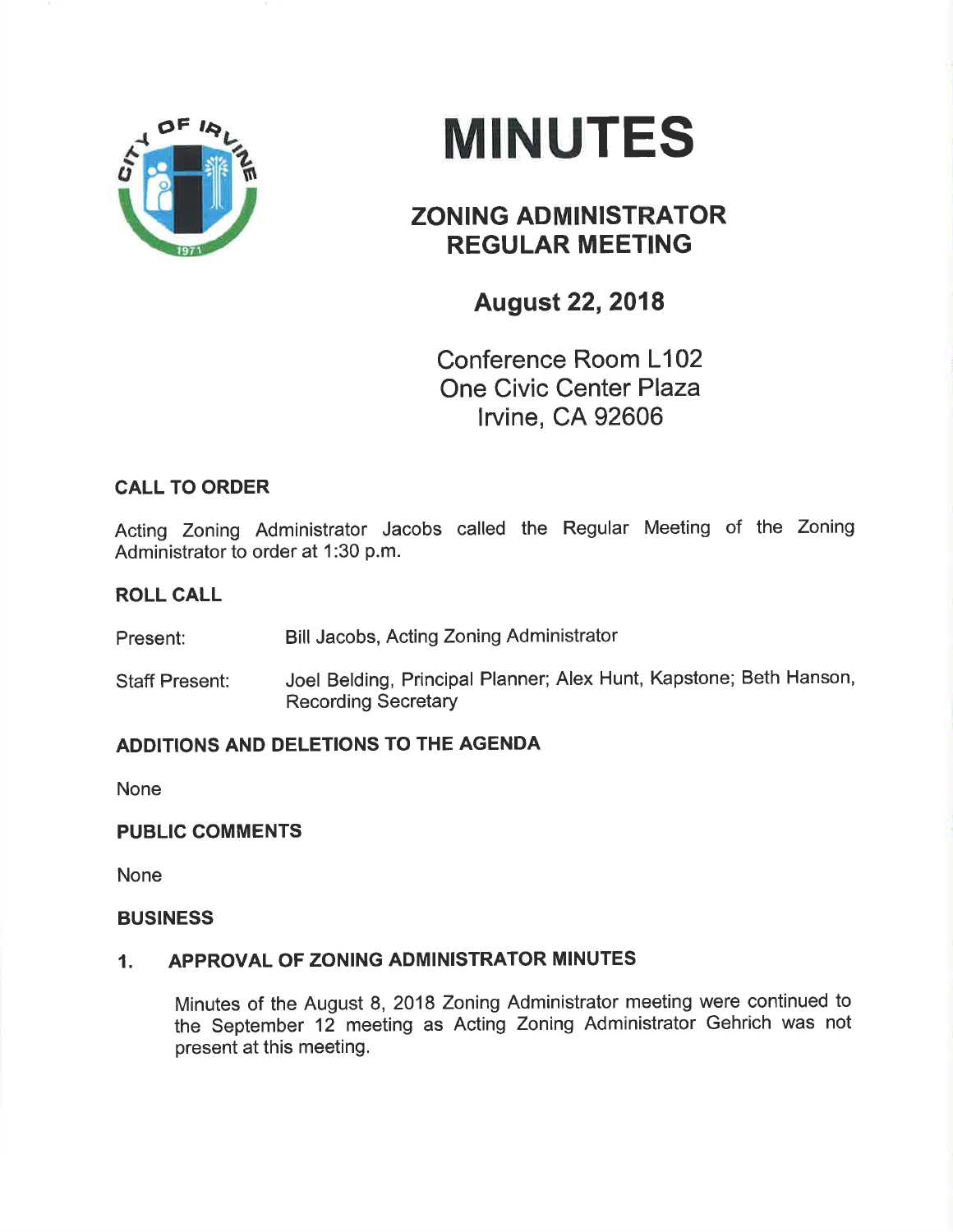# MINUTES

## ZONING ADMINISTRATOR REGULAR MEETING

### August 22, 2018

Conference Room L102
One Civic Center Plaza
Irvine, CA 92606

**CALL TO ORDER**

Acting Zoning Administrator Jacobs called the Regular Meeting of the Zoning Administrator to order at 1:30 p.m.

**ROLL CALL**

Present: Bill Jacobs, Acting Zoning Administrator

Staff Present: Joel Belding, Principal Planner; Alex Hunt, Kapstone; Beth Hanson, Recording Secretary

**ADDITIONS AND DELETIONS TO THE AGENDA**

None

**PUBLIC COMMENTS**

None

**BUSINESS**

**1. APPROVAL OF ZONING ADMINISTRATOR MINUTES**

Minutes of the August 8, 2018 Zoning Administrator meeting were continued to the September 12 meeting as Acting Zoning Administrator Gehrich was not present at this meeting.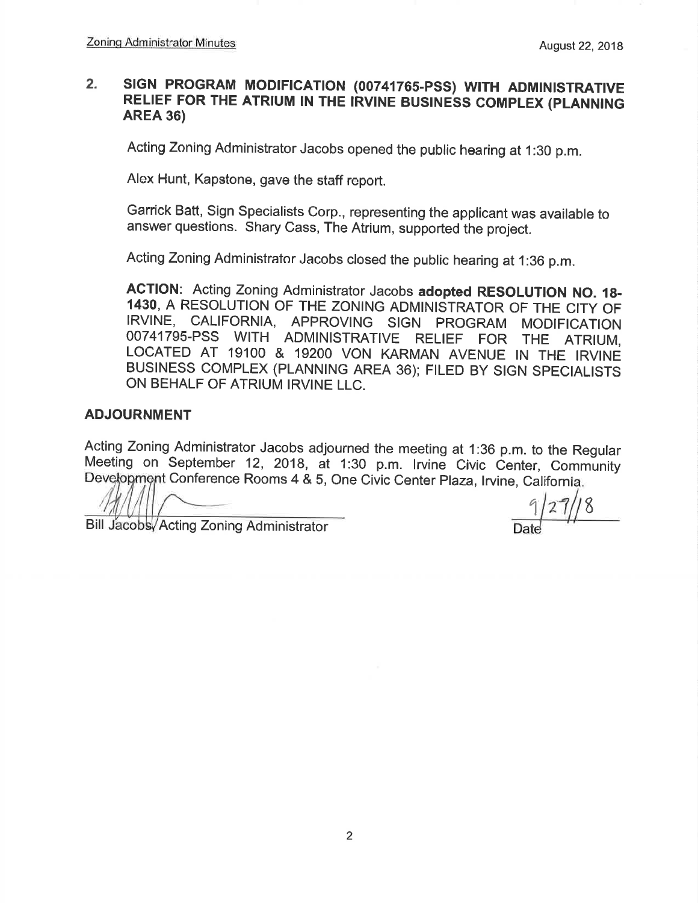## 2. SIGN PROGRAM MODIFICATION (00741765-PSS) WITH ADMINISTRATIVE RELIEF FOR THE ATRIUM IN THE IRVINE BUSINESS COMPLEX (PLANNING AREA 36)

Acting Zoning Administrator Jacobs opened the public hearing at 1:30 p.m.

Alex Hunt, Kapstone, gave the staff report.

Garrick Batt, Sign Specialists Corp., representing the applicant was available to answer questions. Shary Cass, The Atrium, supported the project.

Acting Zoning Administrator Jacobs closed the public hearing at 1:36 p.m.

**ACTION**: Acting Zoning Administrator Jacobs **adopted RESOLUTION NO. 18-1430**, A RESOLUTION OF THE ZONING ADMINISTRATOR OF THE CITY OF IRVINE, CALIFORNIA, APPROVING SIGN PROGRAM MODIFICATION 00741795-PSS WITH ADMINISTRATIVE RELIEF FOR THE ATRIUM, LOCATED AT 19100 & 19200 VON KARMAN AVENUE IN THE IRVINE BUSINESS COMPLEX (PLANNING AREA 36); FILED BY SIGN SPECIALISTS ON BEHALF OF ATRIUM IRVINE LLC.

## ADJOURNMENT

Acting Zoning Administrator Jacobs adjourned the meeting at 1:36 p.m. to the Regular Meeting on September 12, 2018, at 1:30 p.m. Irvine Civic Center, Community Development Conference Rooms 4 & 5, One Civic Center Plaza, Irvine, California.

Bill Jacobs, Acting Zoning Administrator

9/27/18
Date